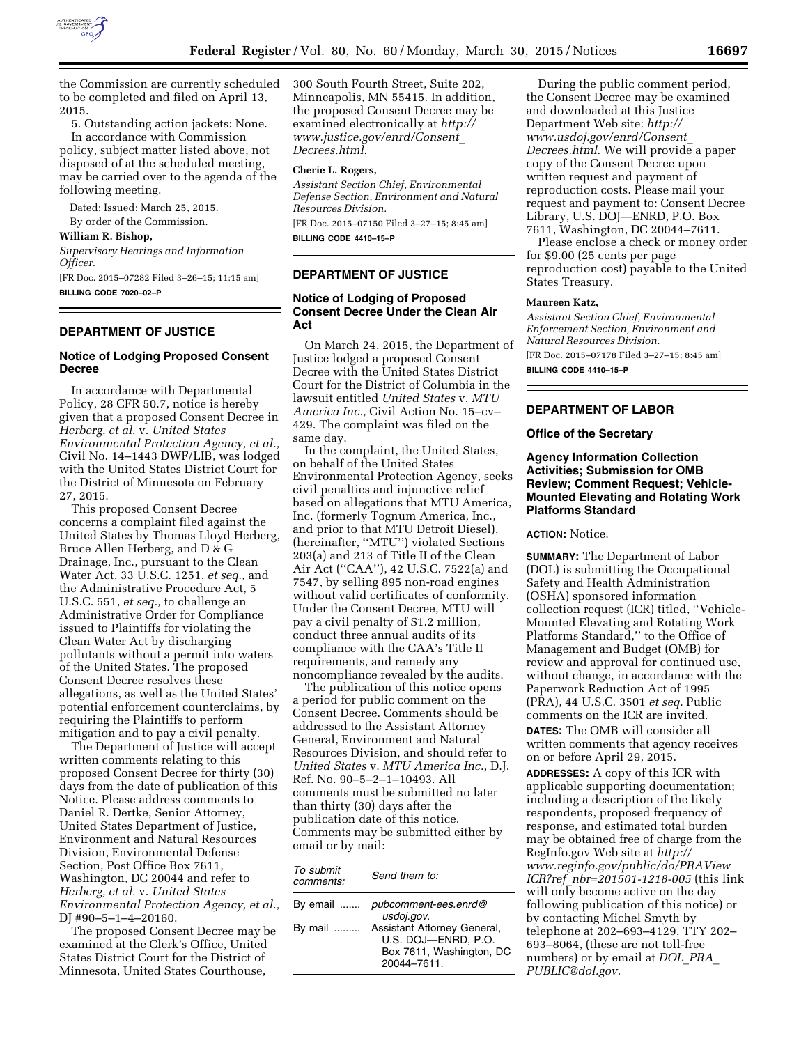the Commission are currently scheduled to be completed and filed on April 13, 2015.

5. Outstanding action jackets: None.

In accordance with Commission policy, subject matter listed above, not disposed of at the scheduled meeting, may be carried over to the agenda of the following meeting.

Dated: Issued: March 25, 2015.

By order of the Commission.

**William R. Bishop,**

*Supervisory Hearings and Information Officer.*

[FR Doc. 2015–07282 Filed 3–26–15; 11:15 am]

**BILLING CODE 7020–02–P**

## DEPARTMENT OF JUSTICE

### Notice of Lodging Proposed Consent Decree

In accordance with Departmental Policy, 28 CFR 50.7, notice is hereby given that a proposed Consent Decree in *Herberg, et al.* v. *United States Environmental Protection Agency, et al.,* Civil No. 14–1443 DWF/LIB, was lodged with the United States District Court for the District of Minnesota on February 27, 2015.

This proposed Consent Decree concerns a complaint filed against the United States by Thomas Lloyd Herberg, Bruce Allen Herberg, and D & G Drainage, Inc., pursuant to the Clean Water Act, 33 U.S.C. 1251, *et seq.,* and the Administrative Procedure Act, 5 U.S.C. 551, *et seq.,* to challenge an Administrative Order for Compliance issued to Plaintiffs for violating the Clean Water Act by discharging pollutants without a permit into waters of the United States. The proposed Consent Decree resolves these allegations, as well as the United States' potential enforcement counterclaims, by requiring the Plaintiffs to perform mitigation and to pay a civil penalty.

The Department of Justice will accept written comments relating to this proposed Consent Decree for thirty (30) days from the date of publication of this Notice. Please address comments to Daniel R. Dertke, Senior Attorney, United States Department of Justice, Environment and Natural Resources Division, Environmental Defense Section, Post Office Box 7611, Washington, DC 20044 and refer to *Herberg, et al.* v. *United States Environmental Protection Agency, et al.,* DJ #90–5–1–4–20160.

The proposed Consent Decree may be examined at the Clerk's Office, United States District Court for the District of Minnesota, United States Courthouse, 300 South Fourth Street, Suite 202, Minneapolis, MN 55415. In addition, the proposed Consent Decree may be examined electronically at *http://www.justice.gov/enrd/Consent_Decrees.html.*

**Cherie L. Rogers,**

*Assistant Section Chief, Environmental Defense Section, Environment and Natural Resources Division.*

[FR Doc. 2015–07150 Filed 3–27–15; 8:45 am]

**BILLING CODE 4410–15–P**

## DEPARTMENT OF JUSTICE

### Notice of Lodging of Proposed Consent Decree Under the Clean Air Act

On March 24, 2015, the Department of Justice lodged a proposed Consent Decree with the United States District Court for the District of Columbia in the lawsuit entitled *United States* v. *MTU America Inc.,* Civil Action No. 15–cv–429. The complaint was filed on the same day.

In the complaint, the United States, on behalf of the United States Environmental Protection Agency, seeks civil penalties and injunctive relief based on allegations that MTU America, Inc. (formerly Tognum America, Inc., and prior to that MTU Detroit Diesel), (hereinafter, ''MTU'') violated Sections 203(a) and 213 of Title II of the Clean Air Act (''CAA''), 42 U.S.C. 7522(a) and 7547, by selling 895 non-road engines without valid certificates of conformity. Under the Consent Decree, MTU will pay a civil penalty of $1.2 million, conduct three annual audits of its compliance with the CAA's Title II requirements, and remedy any noncompliance revealed by the audits.

The publication of this notice opens a period for public comment on the Consent Decree. Comments should be addressed to the Assistant Attorney General, Environment and Natural Resources Division, and should refer to *United States* v. *MTU America Inc.,* D.J. Ref. No. 90–5–2–1–10493. All comments must be submitted no later than thirty (30) days after the publication date of this notice. Comments may be submitted either by email or by mail:

| *To submit comments:* | *Send them to:* |
|---|---|
| By email ....... | *pubcomment-ees.enrd@usdoj.gov.* |
| By mail ......... | Assistant Attorney General, U.S. DOJ—ENRD, P.O. Box 7611, Washington, DC 20044–7611. |

During the public comment period, the Consent Decree may be examined and downloaded at this Justice Department Web site: *http://www.usdoj.gov/enrd/Consent_Decrees.html*. We will provide a paper copy of the Consent Decree upon written request and payment of reproduction costs. Please mail your request and payment to: Consent Decree Library, U.S. DOJ—ENRD, P.O. Box 7611, Washington, DC 20044–7611.

Please enclose a check or money order for $9.00 (25 cents per page reproduction cost) payable to the United States Treasury.

**Maureen Katz,**

*Assistant Section Chief, Environmental Enforcement Section, Environment and Natural Resources Division.*

[FR Doc. 2015–07178 Filed 3–27–15; 8:45 am]

**BILLING CODE 4410–15–P**

## DEPARTMENT OF LABOR

### Office of the Secretary

### Agency Information Collection Activities; Submission for OMB Review; Comment Request; Vehicle-Mounted Elevating and Rotating Work Platforms Standard

**ACTION:** Notice.

**SUMMARY:** The Department of Labor (DOL) is submitting the Occupational Safety and Health Administration (OSHA) sponsored information collection request (ICR) titled, ''Vehicle-Mounted Elevating and Rotating Work Platforms Standard,'' to the Office of Management and Budget (OMB) for review and approval for continued use, without change, in accordance with the Paperwork Reduction Act of 1995 (PRA), 44 U.S.C. 3501 *et seq.* Public comments on the ICR are invited.

**DATES:** The OMB will consider all written comments that agency receives on or before April 29, 2015.

**ADDRESSES:** A copy of this ICR with applicable supporting documentation; including a description of the likely respondents, proposed frequency of response, and estimated total burden may be obtained free of charge from the RegInfo.gov Web site at *http://www.reginfo.gov/public/do/PRAViewICR?ref_nbr=201501-1218-005* (this link will only become active on the day following publication of this notice) or by contacting Michel Smyth by telephone at 202–693–4129, TTY 202–693–8064, (these are not toll-free numbers) or by email at *DOL_PRA_PUBLIC@dol.gov.*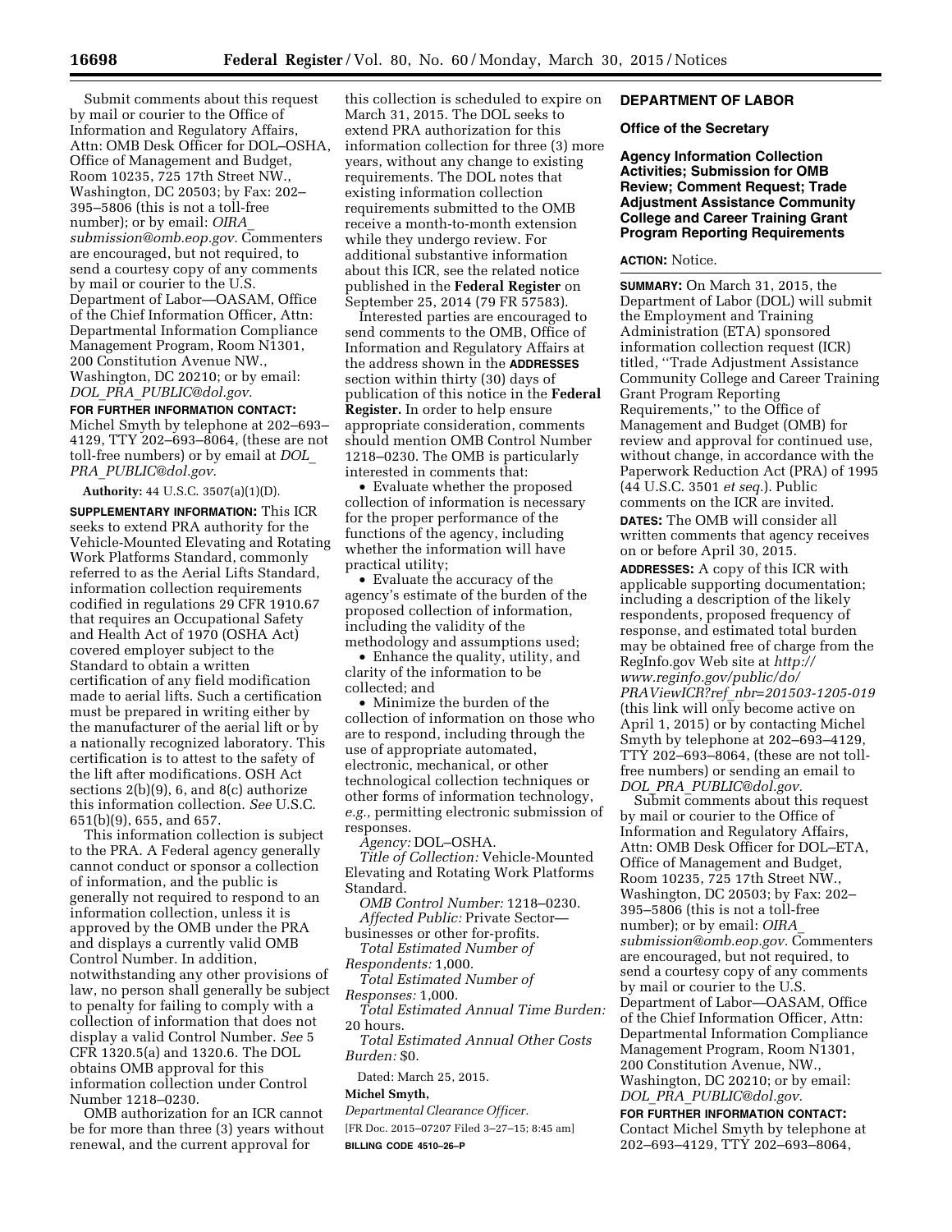Submit comments about this request by mail or courier to the Office of Information and Regulatory Affairs, Attn: OMB Desk Officer for DOL–OSHA, Office of Management and Budget, Room 10235, 725 17th Street NW., Washington, DC 20503; by Fax: 202–395–5806 (this is not a toll-free number); or by email: *OIRA_submission@omb.eop.gov.* Commenters are encouraged, but not required, to send a courtesy copy of any comments by mail or courier to the U.S. Department of Labor—OASAM, Office of the Chief Information Officer, Attn: Departmental Information Compliance Management Program, Room N1301, 200 Constitution Avenue NW., Washington, DC 20210; or by email: *DOL_PRA_PUBLIC@dol.gov.*

**FOR FURTHER INFORMATION CONTACT:** Michel Smyth by telephone at 202–693–4129, TTY 202–693–8064, (these are not toll-free numbers) or by email at *DOL_PRA_PUBLIC@dol.gov.*

**Authority:** 44 U.S.C. 3507(a)(1)(D).

**SUPPLEMENTARY INFORMATION:** This ICR seeks to extend PRA authority for the Vehicle-Mounted Elevating and Rotating Work Platforms Standard, commonly referred to as the Aerial Lifts Standard, information collection requirements codified in regulations 29 CFR 1910.67 that requires an Occupational Safety and Health Act of 1970 (OSHA Act) covered employer subject to the Standard to obtain a written certification of any field modification made to aerial lifts. Such a certification must be prepared in writing either by the manufacturer of the aerial lift or by a nationally recognized laboratory. This certification is to attest to the safety of the lift after modifications. OSH Act sections 2(b)(9), 6, and 8(c) authorize this information collection. *See* U.S.C. 651(b)(9), 655, and 657.

This information collection is subject to the PRA. A Federal agency generally cannot conduct or sponsor a collection of information, and the public is generally not required to respond to an information collection, unless it is approved by the OMB under the PRA and displays a currently valid OMB Control Number. In addition, notwithstanding any other provisions of law, no person shall generally be subject to penalty for failing to comply with a collection of information that does not display a valid Control Number. *See* 5 CFR 1320.5(a) and 1320.6. The DOL obtains OMB approval for this information collection under Control Number 1218–0230.

OMB authorization for an ICR cannot be for more than three (3) years without renewal, and the current approval for this collection is scheduled to expire on March 31, 2015. The DOL seeks to extend PRA authorization for this information collection for three (3) more years, without any change to existing requirements. The DOL notes that existing information collection requirements submitted to the OMB receive a month-to-month extension while they undergo review. For additional substantive information about this ICR, see the related notice published in the **Federal Register** on September 25, 2014 (79 FR 57583).

Interested parties are encouraged to send comments to the OMB, Office of Information and Regulatory Affairs at the address shown in the **ADDRESSES** section within thirty (30) days of publication of this notice in the **Federal Register.** In order to help ensure appropriate consideration, comments should mention OMB Control Number 1218–0230. The OMB is particularly interested in comments that:

- Evaluate whether the proposed collection of information is necessary for the proper performance of the functions of the agency, including whether the information will have practical utility;
- Evaluate the accuracy of the agency's estimate of the burden of the proposed collection of information, including the validity of the methodology and assumptions used;
- Enhance the quality, utility, and clarity of the information to be collected; and
- Minimize the burden of the collection of information on those who are to respond, including through the use of appropriate automated, electronic, mechanical, or other technological collection techniques or other forms of information technology, *e.g.,* permitting electronic submission of responses.

*Agency:* DOL–OSHA.

*Title of Collection:* Vehicle-Mounted Elevating and Rotating Work Platforms Standard.

*OMB Control Number:* 1218–0230.

*Affected Public:* Private Sector—businesses or other for-profits.

*Total Estimated Number of Respondents:* 1,000.

*Total Estimated Number of Responses:* 1,000.

*Total Estimated Annual Time Burden:* 20 hours.

*Total Estimated Annual Other Costs Burden:* $0.

Dated: March 25, 2015.

**Michel Smyth,**

*Departmental Clearance Officer.*

[FR Doc. 2015–07207 Filed 3–27–15; 8:45 am]

**BILLING CODE 4510–26–P**

## DEPARTMENT OF LABOR

### Office of the Secretary

### Agency Information Collection Activities; Submission for OMB Review; Comment Request; Trade Adjustment Assistance Community College and Career Training Grant Program Reporting Requirements

**ACTION:** Notice.

**SUMMARY:** On March 31, 2015, the Department of Labor (DOL) will submit the Employment and Training Administration (ETA) sponsored information collection request (ICR) titled, ''Trade Adjustment Assistance Community College and Career Training Grant Program Reporting Requirements,'' to the Office of Management and Budget (OMB) for review and approval for continued use, without change, in accordance with the Paperwork Reduction Act (PRA) of 1995 (44 U.S.C. 3501 *et seq.*). Public comments on the ICR are invited.

**DATES:** The OMB will consider all written comments that agency receives on or before April 30, 2015.

**ADDRESSES:** A copy of this ICR with applicable supporting documentation; including a description of the likely respondents, proposed frequency of response, and estimated total burden may be obtained free of charge from the RegInfo.gov Web site at *http://www.reginfo.gov/public/do/PRAViewICR?ref_nbr=201503-1205-019* (this link will only become active on April 1, 2015) or by contacting Michel Smyth by telephone at 202–693–4129, TTY 202–693–8064, (these are not toll-free numbers) or sending an email to *DOL_PRA_PUBLIC@dol.gov.*

Submit comments about this request by mail or courier to the Office of Information and Regulatory Affairs, Attn: OMB Desk Officer for DOL–ETA, Office of Management and Budget, Room 10235, 725 17th Street NW., Washington, DC 20503; by Fax: 202–395–5806 (this is not a toll-free number); or by email: *OIRA_submission@omb.eop.gov.* Commenters are encouraged, but not required, to send a courtesy copy of any comments by mail or courier to the U.S. Department of Labor—OASAM, Office of the Chief Information Officer, Attn: Departmental Information Compliance Management Program, Room N1301, 200 Constitution Avenue, NW., Washington, DC 20210; or by email: *DOL_PRA_PUBLIC@dol.gov.*

**FOR FURTHER INFORMATION CONTACT:** Contact Michel Smyth by telephone at 202–693–4129, TTY 202–693–8064,